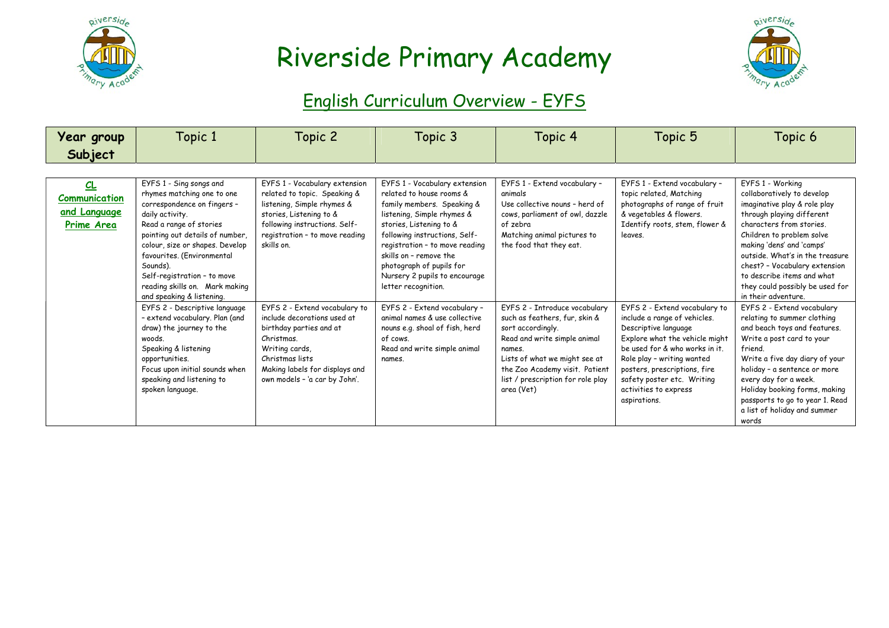# Riverside Primary Academy

## English Curriculum Overview - EYFS

| Year group Subject | Topic 1 | Topic 2 | Topic 3 | Topic 4 | Topic 5 | Topic 6 |
|---|---|---|---|---|---|---|
| **CL Communication and Language Prime Area** | EYFS 1 - Sing songs and rhymes matching one to one correspondence on fingers – daily activity. Read a range of stories pointing out details of number, colour, size or shapes. Develop favourites. (Environmental Sounds). Self-registration – to move reading skills on. Mark making and speaking & listening. | EYFS 1 - Vocabulary extension related to topic. Speaking & listening, Simple rhymes & stories, Listening to & following instructions. Self-registration – to move reading skills on. | EYFS 1 - Vocabulary extension related to house rooms & family members. Speaking & listening, Simple rhymes & stories, Listening to & following instructions, Self-registration – to move reading skills on – remove the photograph of pupils for Nursery 2 pupils to encourage letter recognition. | EYFS 1 - Extend vocabulary – animals Use collective nouns – herd of cows, parliament of owl, dazzle of zebra Matching animal pictures to the food that they eat. | EYFS 1 - Extend vocabulary – topic related, Matching photographs of range of fruit & vegetables & flowers. Identify roots, stem, flower & leaves. | EYFS 1 - Working collaboratively to develop imaginative play & role play through playing different characters from stories. Children to problem solve making 'dens' and 'camps' outside. What's in the treasure chest? – Vocabulary extension to describe items and what they could possibly be used for in their adventure. |
| | EYFS 2 - Descriptive language – extend vocabulary. Plan (and draw) the journey to the woods. Speaking & listening opportunities. Focus upon initial sounds when speaking and listening to spoken language. | EYFS 2 - Extend vocabulary to include decorations used at birthday parties and at Christmas. Writing cards, Christmas lists Making labels for displays and own models – 'a car by John'. | EYFS 2 - Extend vocabulary – animal names & use collective nouns e.g. shoal of fish, herd of cows. Read and write simple animal names. | EYFS 2 - Introduce vocabulary such as feathers, fur, skin & sort accordingly. Read and write simple animal names. Lists of what we might see at the Zoo Academy visit. Patient list / prescription for role play area (Vet) | EYFS 2 - Extend vocabulary to include a range of vehicles. Descriptive language Explore what the vehicle might be used for & who works in it. Role play – writing wanted posters, prescriptions, fire safety poster etc. Writing activities to express aspirations. | EYFS 2 - Extend vocabulary relating to summer clothing and beach toys and features. Write a post card to your friend. Write a five day diary of your holiday – a sentence or more every day for a week. Holiday booking forms, making passports to go to year 1. Read a list of holiday and summer words |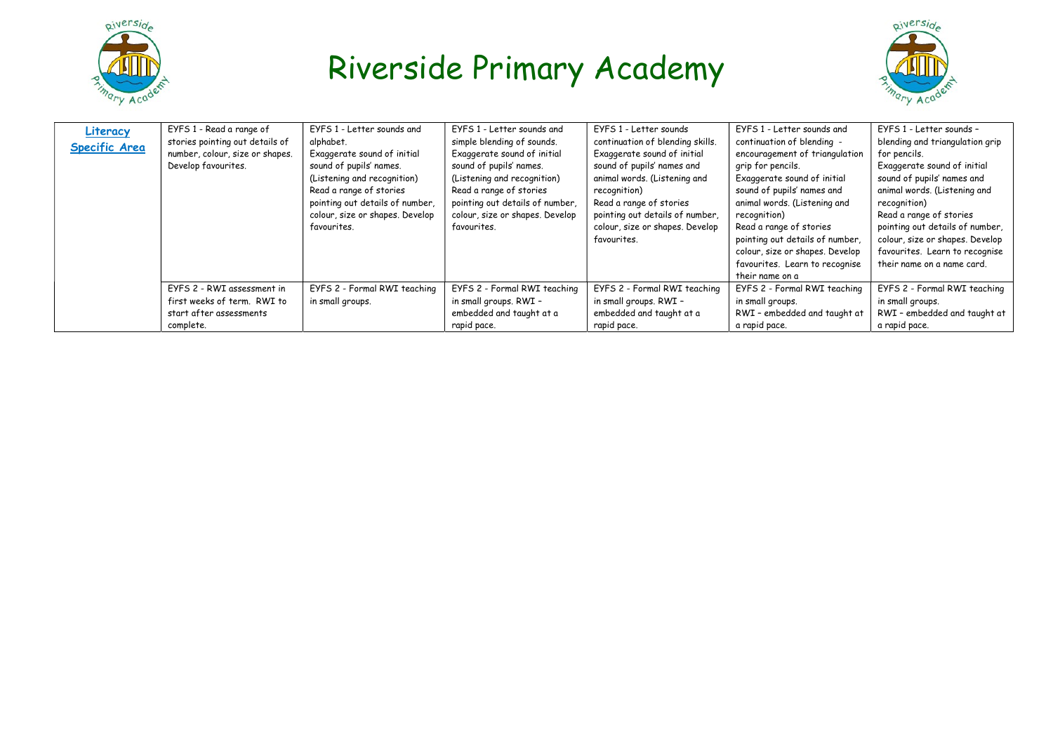# Riverside Primary Academy

| Literacy Specific Area | | | | | | |
|---|---|---|---|---|---|---|
| | EYFS 1 - Read a range of stories pointing out details of number, colour, size or shapes. Develop favourites. | EYFS 1 - Letter sounds and alphabet. Exaggerate sound of initial sound of pupils' names. (Listening and recognition) Read a range of stories pointing out details of number, colour, size or shapes. Develop favourites. | EYFS 1 - Letter sounds and simple blending of sounds. Exaggerate sound of initial sound of pupils' names. (Listening and recognition) Read a range of stories pointing out details of number, colour, size or shapes. Develop favourites. | EYFS 1 - Letter sounds continuation of blending skills. Exaggerate sound of initial sound of pupils' names and animal words. (Listening and recognition) Read a range of stories pointing out details of number, colour, size or shapes. Develop favourites. | EYFS 1 - Letter sounds and continuation of blending - encouragement of triangulation grip for pencils. Exaggerate sound of initial sound of pupils' names and animal words. (Listening and recognition) Read a range of stories pointing out details of number, colour, size or shapes. Develop favourites. Learn to recognise their name on a | EYFS 1 - Letter sounds – blending and triangulation grip for pencils. Exaggerate sound of initial sound of pupils' names and animal words. (Listening and recognition) Read a range of stories pointing out details of number, colour, size or shapes. Develop favourites. Learn to recognise their name on a name card. |
| | EYFS 2 - RWI assessment in first weeks of term. RWI to start after assessments complete. | EYFS 2 - Formal RWI teaching in small groups. | EYFS 2 - Formal RWI teaching in small groups. RWI – embedded and taught at a rapid pace. | EYFS 2 - Formal RWI teaching in small groups. RWI – embedded and taught at a rapid pace. | EYFS 2 - Formal RWI teaching in small groups. RWI – embedded and taught at a rapid pace. | EYFS 2 - Formal RWI teaching in small groups. RWI – embedded and taught at a rapid pace. |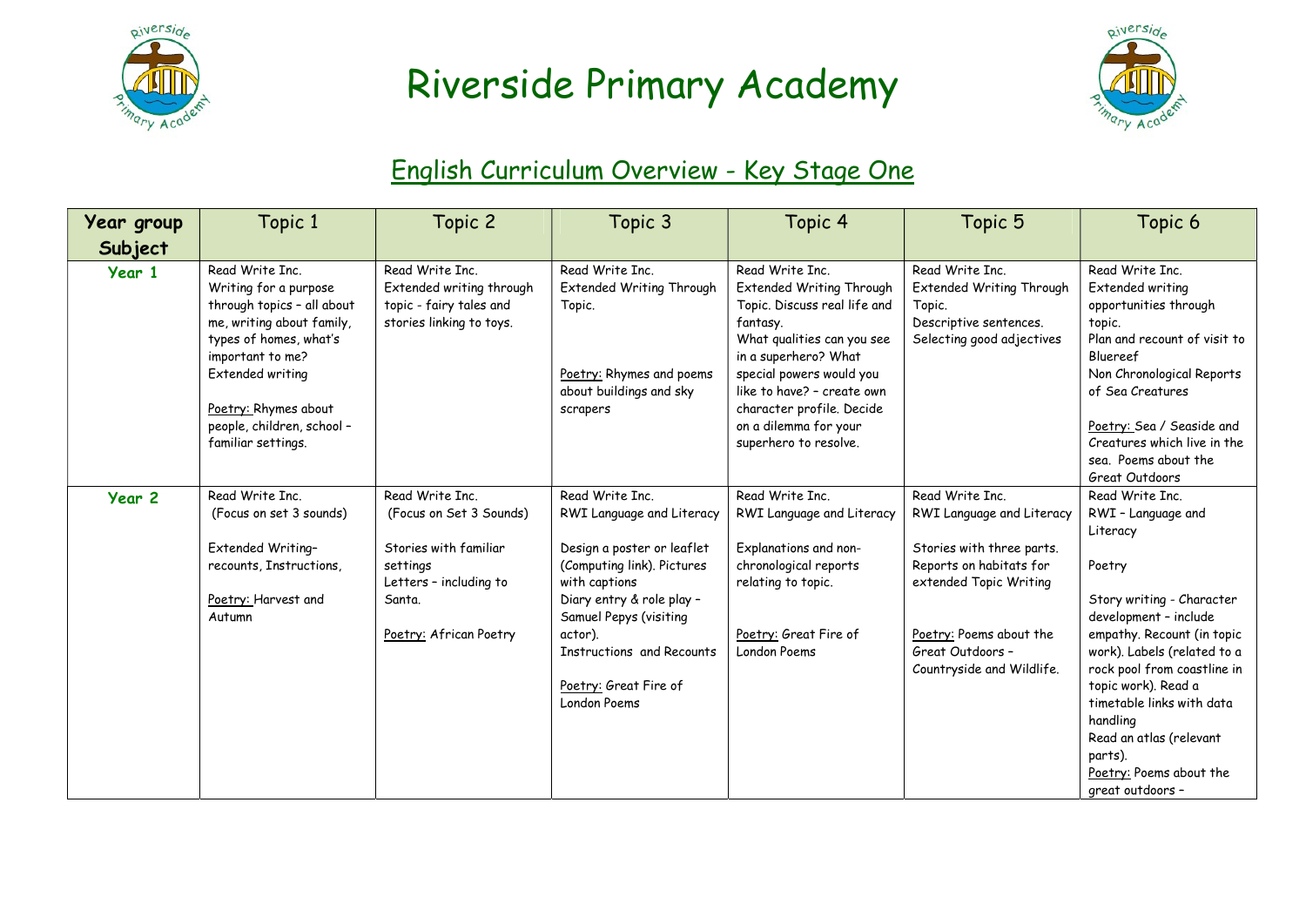# Riverside Primary Academy

## English Curriculum Overview - Key Stage One

| Year group Subject | Topic 1 | Topic 2 | Topic 3 | Topic 4 | Topic 5 | Topic 6 |
|---|---|---|---|---|---|---|
| **Year 1** | Read Write Inc. Writing for a purpose through topics – all about me, writing about family, types of homes, what's important to me? Extended writing<br><br>Poetry: Rhymes about people, children, school – familiar settings. | Read Write Inc. Extended writing through topic - fairy tales and stories linking to toys. | Read Write Inc. Extended Writing Through Topic.<br><br>Poetry: Rhymes and poems about buildings and sky scrapers | Read Write Inc. Extended Writing Through Topic. Discuss real life and fantasy. What qualities can you see in a superhero? What special powers would you like to have? – create own character profile. Decide on a dilemma for your superhero to resolve. | Read Write Inc. Extended Writing Through Topic. Descriptive sentences. Selecting good adjectives | Read Write Inc. Extended writing opportunities through topic. Plan and recount of visit to Bluereef Non Chronological Reports of Sea Creatures<br><br>Poetry: Sea / Seaside and Creatures which live in the sea. Poems about the Great Outdoors |
| **Year 2** | Read Write Inc. (Focus on set 3 sounds)<br><br>Extended Writing– recounts, Instructions,<br><br>Poetry: Harvest and Autumn | Read Write Inc. (Focus on Set 3 Sounds)<br><br>Stories with familiar settings<br>Letters – including to Santa.<br><br>Poetry: African Poetry | Read Write Inc. RWI Language and Literacy<br><br>Design a poster or leaflet (Computing link). Pictures with captions<br>Diary entry & role play – Samuel Pepys (visiting actor).<br>Instructions and Recounts<br><br>Poetry: Great Fire of London Poems | Read Write Inc. RWI Language and Literacy<br><br>Explanations and non-chronological reports relating to topic.<br><br>Poetry: Great Fire of London Poems | Read Write Inc. RWI Language and Literacy<br><br>Stories with three parts. Reports on habitats for extended Topic Writing<br><br>Poetry: Poems about the Great Outdoors – Countryside and Wildlife. | Read Write Inc. RWI – Language and Literacy<br><br>Poetry<br><br>Story writing - Character development – include empathy. Recount (in topic work). Labels (related to a rock pool from coastline in topic work). Read a timetable links with data handling<br>Read an atlas (relevant parts).<br>Poetry: Poems about the great outdoors – |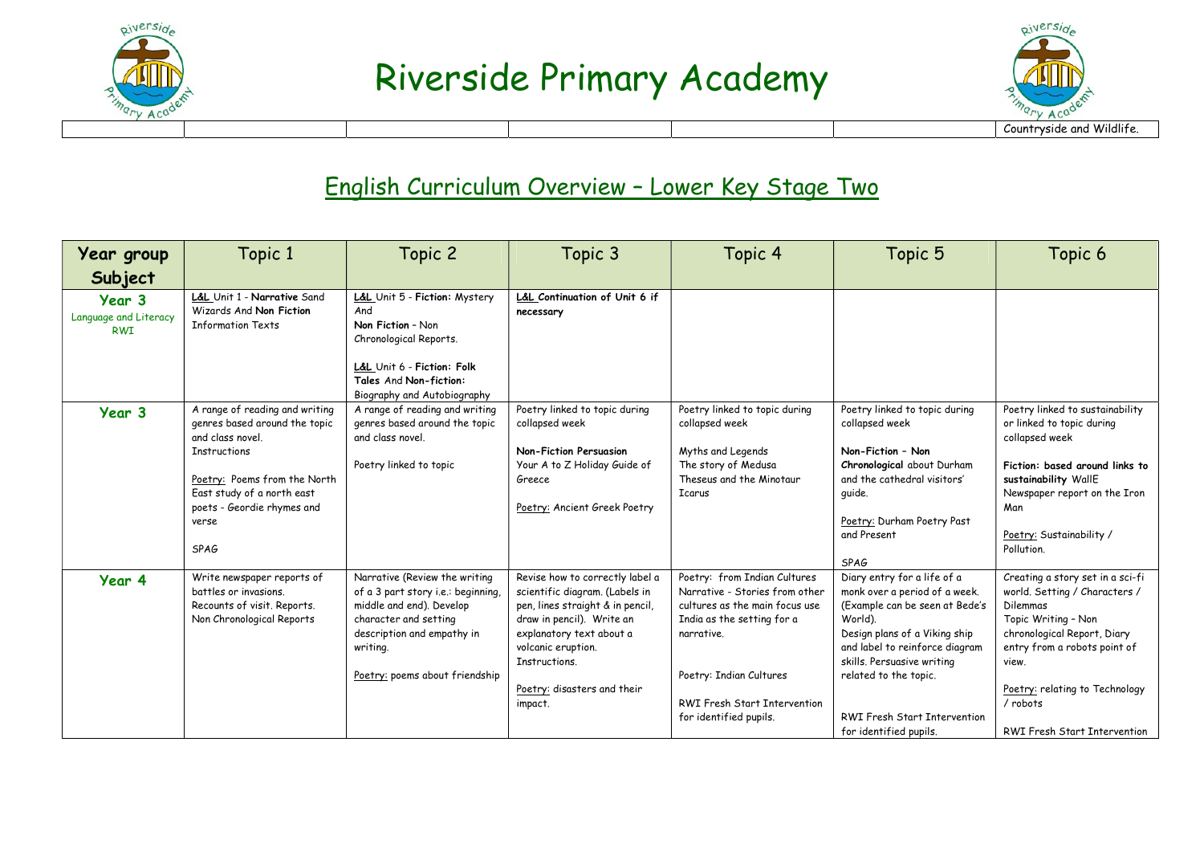# Riverside Primary Academy

| | | | | | | Countryside and Wildlife. |
|---|---|---|---|---|---|---|

## English Curriculum Overview – Lower Key Stage Two

| Year group Subject | Topic 1 | Topic 2 | Topic 3 | Topic 4 | Topic 5 | Topic 6 |
|---|---|---|---|---|---|---|
| **Year 3** Language and Literacy RWI | **L&L** Unit 1 - **Narrative** Sand Wizards And **Non Fiction** Information Texts | **L&L** Unit 5 - **Fiction:** Mystery And **Non Fiction** – Non Chronological Reports.<br><br>**L&L** Unit 6 - **Fiction: Folk Tales** And **Non-fiction:** Biography and Autobiography | **L&L Continuation of Unit 6 if necessary** | | | |
| **Year 3** | A range of reading and writing genres based around the topic and class novel.<br>Instructions<br><br>Poetry: Poems from the North East study of a north east poets - Geordie rhymes and verse<br><br>SPAG | A range of reading and writing genres based around the topic and class novel.<br><br>Poetry linked to topic | Poetry linked to topic during collapsed week<br><br>**Non-Fiction Persuasion**<br>Your A to Z Holiday Guide of Greece<br><br>Poetry: Ancient Greek Poetry | Poetry linked to topic during collapsed week<br><br>Myths and Legends<br>The story of Medusa<br>Theseus and the Minotaur<br>Icarus | Poetry linked to topic during collapsed week<br><br>**Non-Fiction – Non Chronological** about Durham and the cathedral visitors' guide.<br><br>Poetry: Durham Poetry Past and Present<br><br>SPAG | Poetry linked to sustainability or linked to topic during collapsed week<br><br>**Fiction: based around links to sustainability** WallE<br>Newspaper report on the Iron Man<br><br>Poetry: Sustainability / Pollution. |
| **Year 4** | Write newspaper reports of battles or invasions.<br>Recounts of visit. Reports.<br>Non Chronological Reports | Narrative (Review the writing of a 3 part story i.e.: beginning, middle and end). Develop character and setting description and empathy in writing.<br><br>Poetry: poems about friendship | Revise how to correctly label a scientific diagram. (Labels in pen, lines straight & in pencil, draw in pencil). Write an explanatory text about a volcanic eruption.<br>Instructions.<br><br>Poetry: disasters and their impact. | Poetry: from Indian Cultures<br>Narrative - Stories from other cultures as the main focus use India as the setting for a narrative.<br><br>Poetry: Indian Cultures<br><br>RWI Fresh Start Intervention for identified pupils. | Diary entry for a life of a monk over a period of a week. (Example can be seen at Bede's World).<br>Design plans of a Viking ship and label to reinforce diagram skills. Persuasive writing related to the topic.<br><br>RWI Fresh Start Intervention for identified pupils. | Creating a story set in a sci-fi world. Setting / Characters / Dilemmas<br>Topic Writing – Non chronological Report, Diary entry from a robots point of view.<br><br>Poetry: relating to Technology / robots<br><br>RWI Fresh Start Intervention |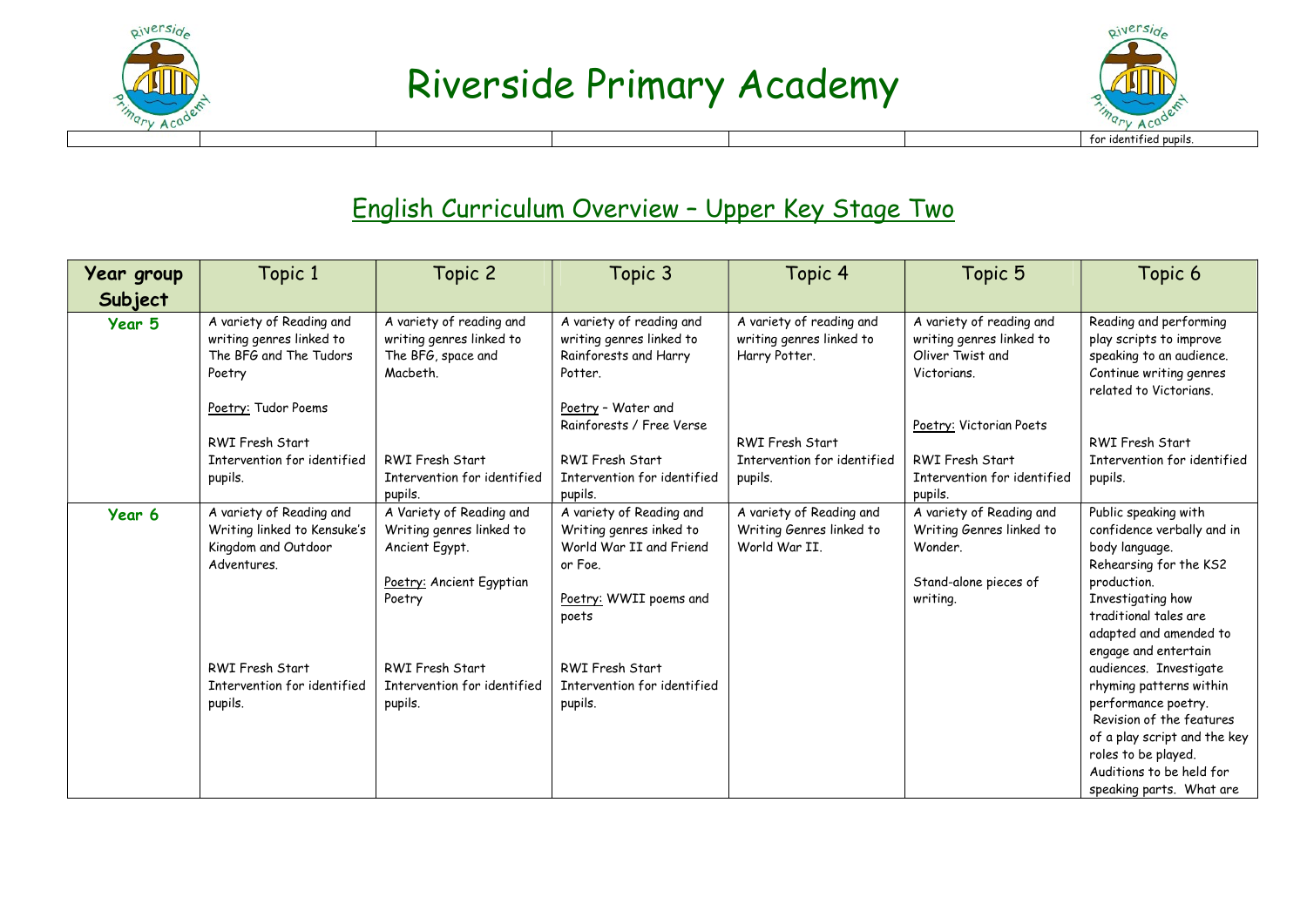# Riverside Primary Academy

| | | | | | | for identified pupils. |
|---|---|---|---|---|---|---|

## English Curriculum Overview – Upper Key Stage Two

| Year group Subject | Topic 1 | Topic 2 | Topic 3 | Topic 4 | Topic 5 | Topic 6 |
|---|---|---|---|---|---|---|
| **Year 5** | A variety of Reading and writing genres linked to The BFG and The Tudors Poetry<br><br>Poetry: Tudor Poems<br><br>RWI Fresh Start Intervention for identified pupils. | A variety of reading and writing genres linked to The BFG, space and Macbeth.<br><br>RWI Fresh Start Intervention for identified pupils. | A variety of reading and writing genres linked to Rainforests and Harry Potter.<br><br>Poetry – Water and Rainforests / Free Verse<br><br>RWI Fresh Start Intervention for identified pupils. | A variety of reading and writing genres linked to Harry Potter.<br><br>RWI Fresh Start Intervention for identified pupils. | A variety of reading and writing genres linked to Oliver Twist and Victorians.<br><br>Poetry: Victorian Poets<br><br>RWI Fresh Start Intervention for identified pupils. | Reading and performing play scripts to improve speaking to an audience. Continue writing genres related to Victorians.<br><br>RWI Fresh Start Intervention for identified pupils. |
| **Year 6** | A variety of Reading and Writing linked to Kensuke's Kingdom and Outdoor Adventures.<br><br>RWI Fresh Start Intervention for identified pupils. | A Variety of Reading and Writing genres linked to Ancient Egypt.<br><br>Poetry: Ancient Egyptian Poetry<br><br>RWI Fresh Start Intervention for identified pupils. | A variety of Reading and Writing genres inked to World War II and Friend or Foe.<br><br>Poetry: WWII poems and poets<br><br>RWI Fresh Start Intervention for identified pupils. | A variety of Reading and Writing Genres linked to World War II. | A variety of Reading and Writing Genres linked to Wonder.<br><br>Stand-alone pieces of writing. | Public speaking with confidence verbally and in body language. Rehearsing for the KS2 production. Investigating how traditional tales are adapted and amended to engage and entertain audiences. Investigate rhyming patterns within performance poetry. Revision of the features of a play script and the key roles to be played. Auditions to be held for speaking parts. What are |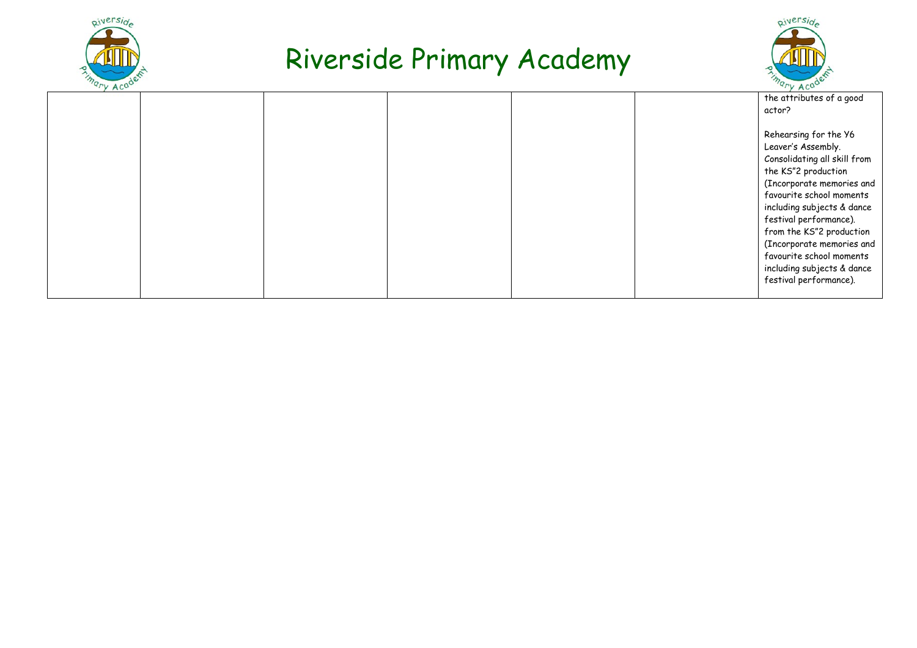# Riverside Primary Academy

| | | | | | | |
|---|---|---|---|---|---|---|
| | | | | | | the attributes of a good actor?<br><br>Rehearsing for the Y6 Leaver's Assembly. Consolidating all skill from the KS"2 production (Incorporate memories and favourite school moments including subjects & dance festival performance). from the KS"2 production (Incorporate memories and favourite school moments including subjects & dance festival performance). |